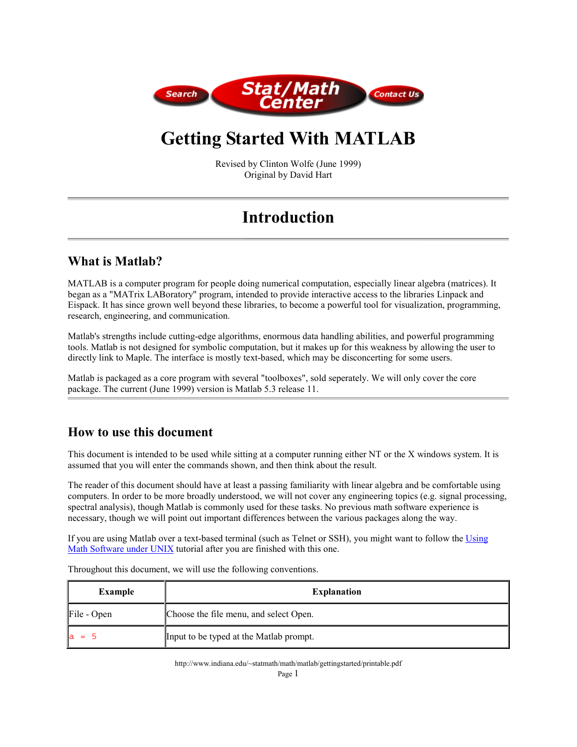# Getting Started With MATLAB

Revised by Clinton Wolfe (June 1999)
Original by David Hart

## Introduction

### What is Matlab?

MATLAB is a computer program for people doing numerical computation, especially linear algebra (matrices). It began as a "MATrix LABoratory" program, intended to provide interactive access to the libraries Linpack and Eispack. It has since grown well beyond these libraries, to become a powerful tool for visualization, programming, research, engineering, and communication.

Matlab's strengths include cutting-edge algorithms, enormous data handling abilities, and powerful programming tools. Matlab is not designed for symbolic computation, but it makes up for this weakness by allowing the user to directly link to Maple. The interface is mostly text-based, which may be disconcerting for some users.

Matlab is packaged as a core program with several "toolboxes", sold seperately. We will only cover the core package. The current (June 1999) version is Matlab 5.3 release 11.

### How to use this document

This document is intended to be used while sitting at a computer running either NT or the X windows system. It is assumed that you will enter the commands shown, and then think about the result.

The reader of this document should have at least a passing familiarity with linear algebra and be comfortable using computers. In order to be more broadly understood, we will not cover any engineering topics (e.g. signal processing, spectral analysis), though Matlab is commonly used for these tasks. No previous math software experience is necessary, though we will point out important differences between the various packages along the way.

If you are using Matlab over a text-based terminal (such as Telnet or SSH), you might want to follow the Using Math Software under UNIX tutorial after you are finished with this one.

Throughout this document, we will use the following conventions.

| Example | Explanation |
|---|---|
| File - Open | Choose the file menu, and select Open. |
| `a = 5` | Input to be typed at the Matlab prompt. |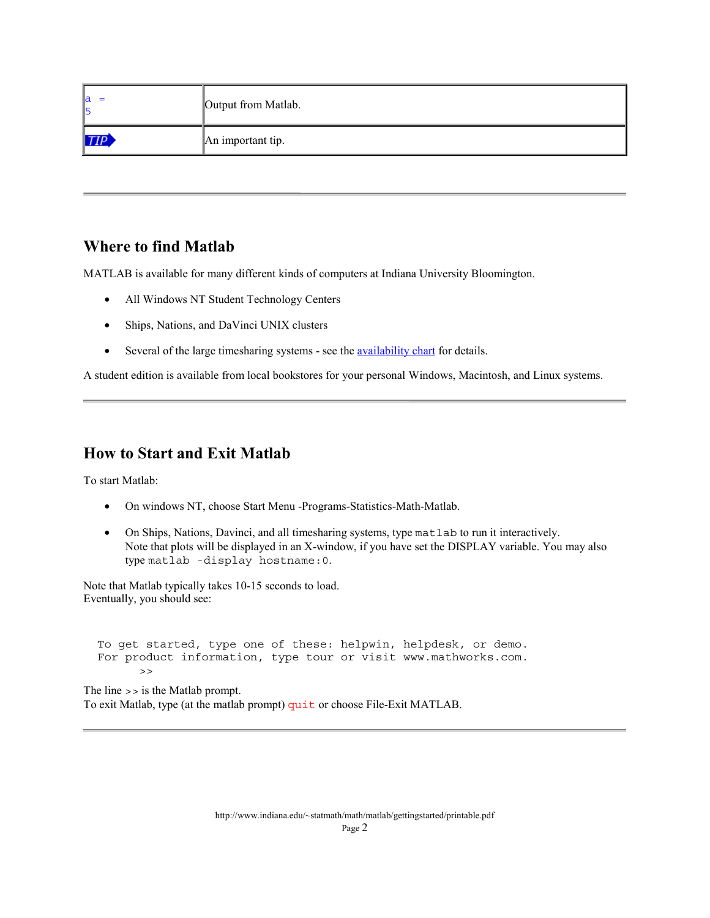| a =<br>5 | Output from Matlab. |
|---|---|
| TIP | An important tip. |

---

## Where to find Matlab

MATLAB is available for many different kinds of computers at Indiana University Bloomington.

- All Windows NT Student Technology Centers
- Ships, Nations, and DaVinci UNIX clusters
- Several of the large timesharing systems - see the availability chart for details.

A student edition is available from local bookstores for your personal Windows, Macintosh, and Linux systems.

---

## How to Start and Exit Matlab

To start Matlab:

- On windows NT, choose Start Menu -Programs-Statistics-Math-Matlab.
- On Ships, Nations, Davinci, and all timesharing systems, type `matlab` to run it interactively.
  Note that plots will be displayed in an X-window, if you have set the DISPLAY variable. You may also type `matlab -display hostname:0`.

Note that Matlab typically takes 10-15 seconds to load.
Eventually, you should see:

```
To get started, type one of these: helpwin, helpdesk, or demo.
For product information, type tour or visit www.mathworks.com.
      >>
```

The line `>>` is the Matlab prompt.
To exit Matlab, type (at the matlab prompt) `quit` or choose File-Exit MATLAB.

---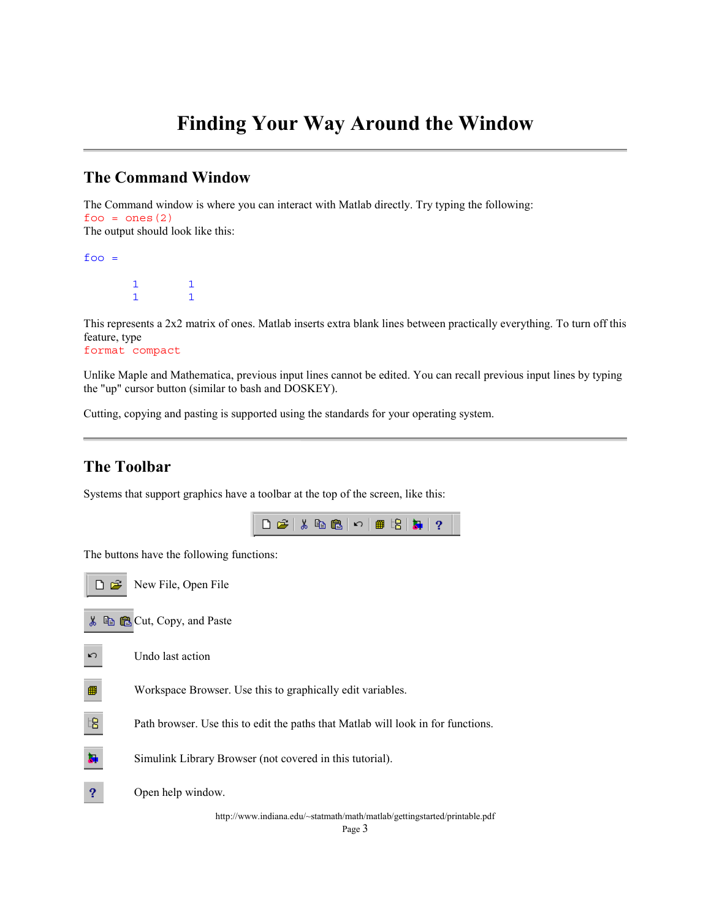# Finding Your Way Around the Window

## The Command Window

The Command window is where you can interact with Matlab directly. Try typing the following:

```
foo = ones(2)
```

The output should look like this:

```
foo =

        1        1
        1        1
```

This represents a 2x2 matrix of ones. Matlab inserts extra blank lines between practically everything. To turn off this feature, type

```
format compact
```

Unlike Maple and Mathematica, previous input lines cannot be edited. You can recall previous input lines by typing the "up" cursor button (similar to bash and DOSKEY).

Cutting, copying and pasting is supported using the standards for your operating system.

## The Toolbar

Systems that support graphics have a toolbar at the top of the screen, like this:

The buttons have the following functions:

- New File, Open File
- Cut, Copy, and Paste
- Undo last action
- Workspace Browser. Use this to graphically edit variables.
- Path browser. Use this to edit the paths that Matlab will look in for functions.
- Simulink Library Browser (not covered in this tutorial).
- Open help window.

http://www.indiana.edu/~statmath/math/matlab/gettingstarted/printable.pdf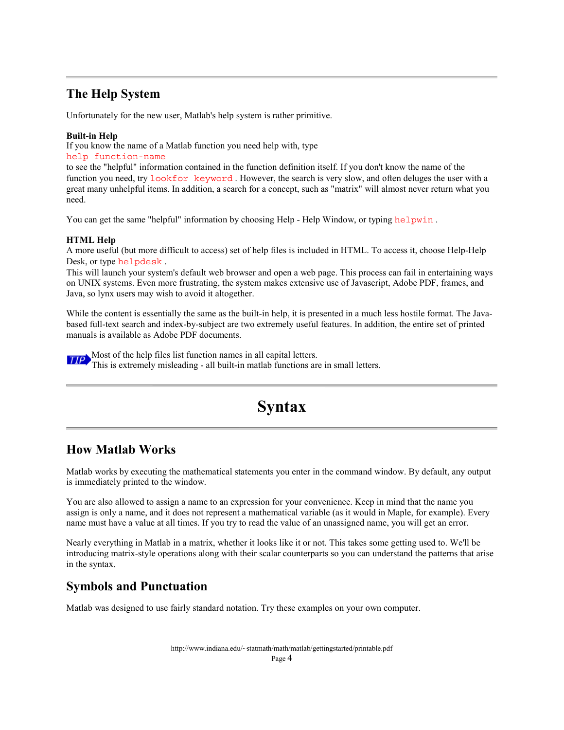## The Help System

Unfortunately for the new user, Matlab's help system is rather primitive.

**Built-in Help**
If you know the name of a Matlab function you need help with, type
`help function-name`
to see the "helpful" information contained in the function definition itself. If you don't know the name of the function you need, try `lookfor keyword`. However, the search is very slow, and often deluges the user with a great many unhelpful items. In addition, a search for a concept, such as "matrix" will almost never return what you need.

You can get the same "helpful" information by choosing Help - Help Window, or typing `helpwin`.

**HTML Help**
A more useful (but more difficult to access) set of help files is included in HTML. To access it, choose Help-Help Desk, or type `helpdesk`.
This will launch your system's default web browser and open a web page. This process can fail in entertaining ways on UNIX systems. Even more frustrating, the system makes extensive use of Javascript, Adobe PDF, frames, and Java, so lynx users may wish to avoid it altogether.

While the content is essentially the same as the built-in help, it is presented in a much less hostile format. The Java-based full-text search and index-by-subject are two extremely useful features. In addition, the entire set of printed manuals is available as Adobe PDF documents.

TIP: Most of the help files list function names in all capital letters.
This is extremely misleading - all built-in matlab functions are in small letters.

# Syntax

## How Matlab Works

Matlab works by executing the mathematical statements you enter in the command window. By default, any output is immediately printed to the window.

You are also allowed to assign a name to an expression for your convenience. Keep in mind that the name you assign is only a name, and it does not represent a mathematical variable (as it would in Maple, for example). Every name must have a value at all times. If you try to read the value of an unassigned name, you will get an error.

Nearly everything in Matlab in a matrix, whether it looks like it or not. This takes some getting used to. We'll be introducing matrix-style operations along with their scalar counterparts so you can understand the patterns that arise in the syntax.

## Symbols and Punctuation

Matlab was designed to use fairly standard notation. Try these examples on your own computer.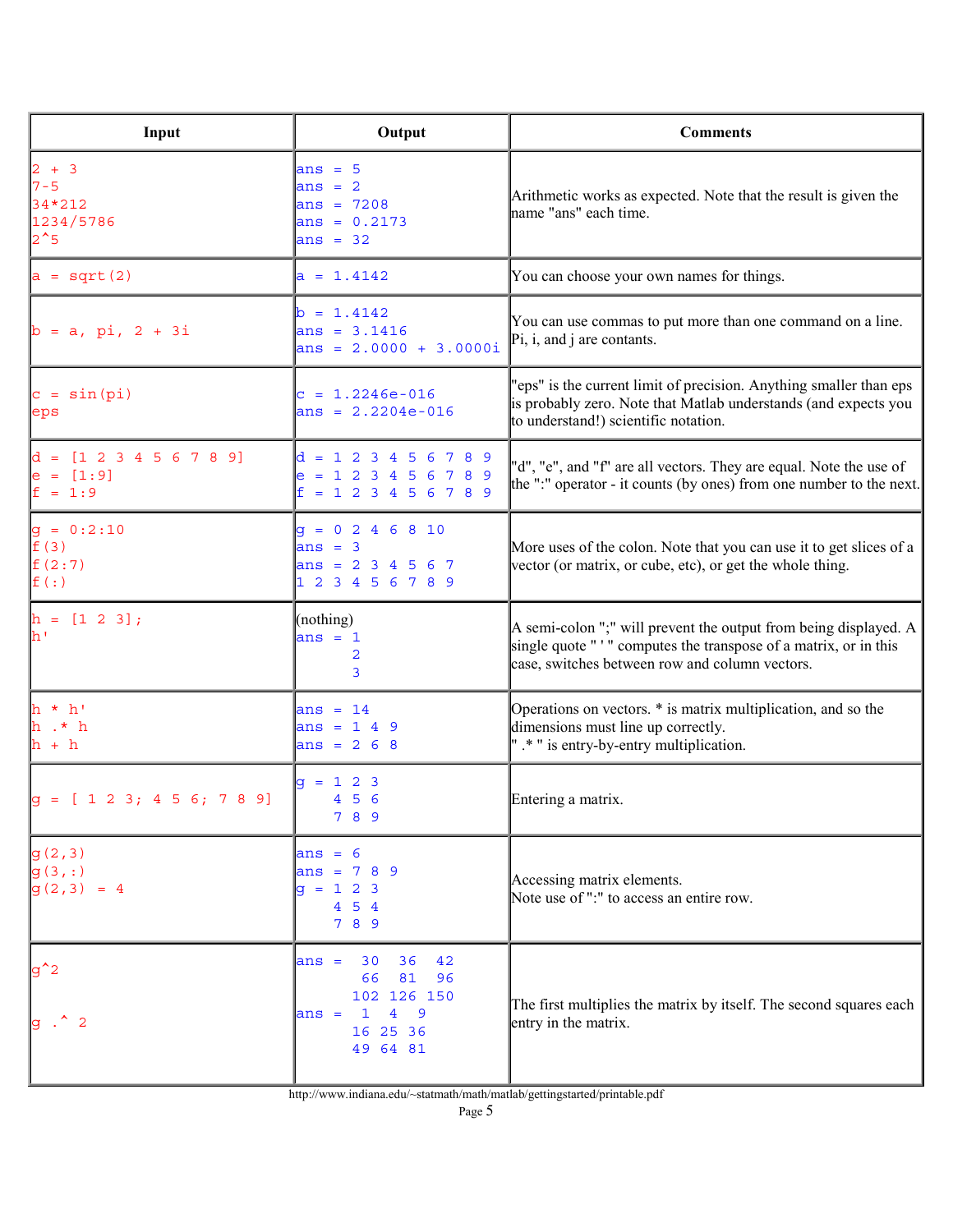| Input | Output | Comments |
|---|---|---|
| `2 + 3`<br>`7-5`<br>`34*212`<br>`1234/5786`<br>`2^5` | `ans = 5`<br>`ans = 2`<br>`ans = 7208`<br>`ans = 0.2173`<br>`ans = 32` | Arithmetic works as expected. Note that the result is given the name "ans" each time. |
| `a = sqrt(2)` | `a = 1.4142` | You can choose your own names for things. |
| `b = a, pi, 2 + 3i` | `b = 1.4142`<br>`ans = 3.1416`<br>`ans = 2.0000 + 3.0000i` | You can use commas to put more than one command on a line. Pi, i, and j are contants. |
| `c = sin(pi)`<br>`eps` | `c = 1.2246e-016`<br>`ans = 2.2204e-016` | "eps" is the current limit of precision. Anything smaller than eps is probably zero. Note that Matlab understands (and expects you to understand!) scientific notation. |
| `d = [1 2 3 4 5 6 7 8 9]`<br>`e = [1:9]`<br>`f = 1:9` | `d = 1 2 3 4 5 6 7 8 9`<br>`e = 1 2 3 4 5 6 7 8 9`<br>`f = 1 2 3 4 5 6 7 8 9` | "d", "e", and "f" are all vectors. They are equal. Note the use of the ":" operator - it counts (by ones) from one number to the next. |
| `g = 0:2:10`<br>`f(3)`<br>`f(2:7)`<br>`f(:)` | `g = 0 2 4 6 8 10`<br>`ans = 3`<br>`ans = 2 3 4 5 6 7`<br>`1 2 3 4 5 6 7 8 9` | More uses of the colon. Note that you can use it to get slices of a vector (or matrix, or cube, etc), or get the whole thing. |
| `h = [1 2 3];`<br>`h'` | (nothing)<br>`ans = 1`<br>`      2`<br>`      3` | A semi-colon ";" will prevent the output from being displayed. A single quote " ' " computes the transpose of a matrix, or in this case, switches between row and column vectors. |
| `h * h'`<br>`h .* h`<br>`h + h` | `ans = 14`<br>`ans = 1 4 9`<br>`ans = 2 6 8` | Operations on vectors. * is matrix multiplication, and so the dimensions must line up correctly.<br>" .* " is entry-by-entry multiplication. |
| `g = [ 1 2 3; 4 5 6; 7 8 9]` | `g = 1 2 3`<br>`    4 5 6`<br>`    7 8 9` | Entering a matrix. |
| `g(2,3)`<br>`g(3,:)`<br>`g(2,3) = 4` | `ans = 6`<br>`ans = 7 8 9`<br>`g = 1 2 3`<br>`    4 5 4`<br>`    7 8 9` | Accessing matrix elements.<br>Note use of ":" to access an entire row. |
| `g^2`<br><br>`g .^ 2` | `ans =   30  36  42`<br>`         66  81  96`<br>`        102 126 150`<br>`ans =    1   4   9`<br>`         16  25  36`<br>`         49  64  81` | The first multiplies the matrix by itself. The second squares each entry in the matrix. |

http://www.indiana.edu/~statmath/math/matlab/gettingstarted/printable.pdf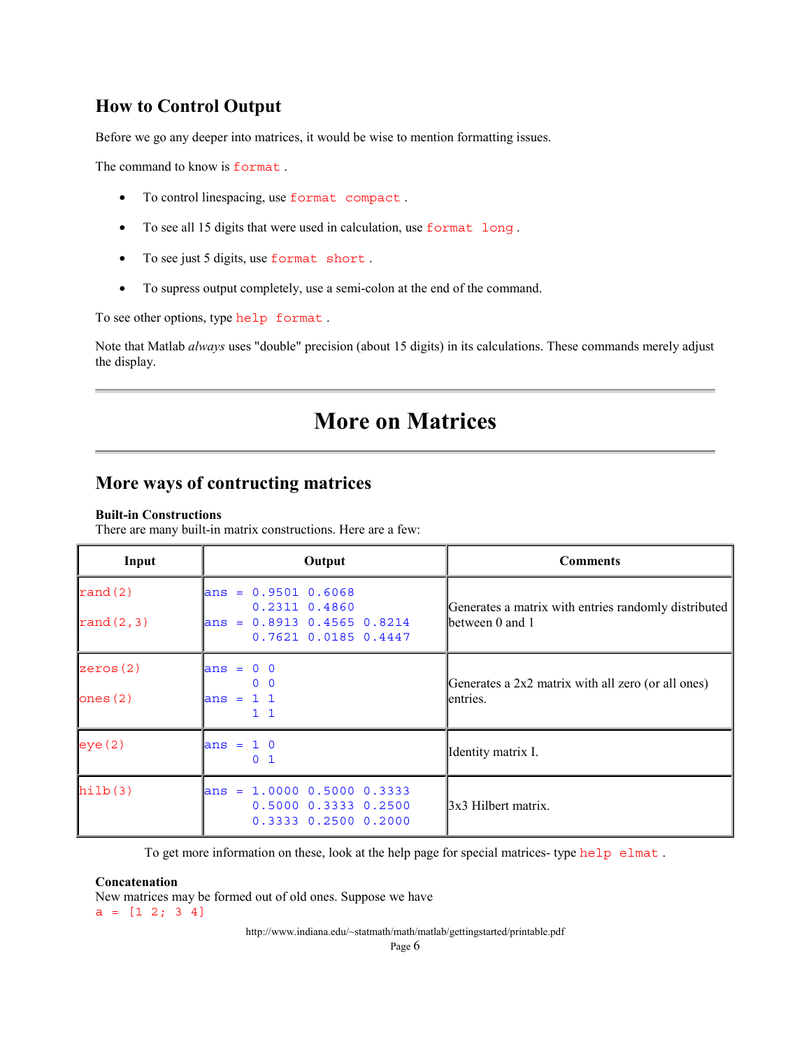## How to Control Output

Before we go any deeper into matrices, it would be wise to mention formatting issues.

The command to know is `format` .

- To control linespacing, use `format compact` .
- To see all 15 digits that were used in calculation, use `format long` .
- To see just 5 digits, use `format short` .
- To supress output completely, use a semi-colon at the end of the command.

To see other options, type `help format` .

Note that Matlab *always* uses "double" precision (about 15 digits) in its calculations. These commands merely adjust the display.

---

# More on Matrices

---

## More ways of contructing matrices

**Built-in Constructions**
There are many built-in matrix constructions. Here are a few:

| Input | Output | Comments |
|---|---|---|
| `rand(2)`<br><br>`rand(2,3)` | `ans = 0.9501 0.6068`<br>`      0.2311 0.4860`<br>`ans = 0.8913 0.4565 0.8214`<br>`      0.7621 0.0185 0.4447` | Generates a matrix with entries randomly distributed between 0 and 1 |
| `zeros(2)`<br><br>`ones(2)` | `ans = 0 0`<br>`      0 0`<br>`ans = 1 1`<br>`      1 1` | Generates a 2x2 matrix with all zero (or all ones) entries. |
| `eye(2)` | `ans = 1 0`<br>`      0 1` | Identity matrix I. |
| `hilb(3)` | `ans = 1.0000 0.5000 0.3333`<br>`      0.5000 0.3333 0.2500`<br>`      0.3333 0.2500 0.2000` | 3x3 Hilbert matrix. |

To get more information on these, look at the help page for special matrices- type `help elmat` .

**Concatenation**
New matrices may be formed out of old ones. Suppose we have

```
a = [1 2; 3 4]
```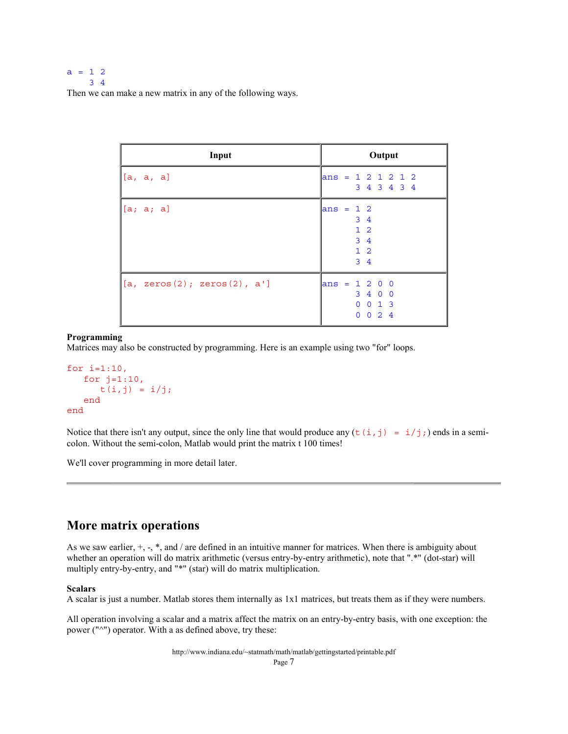```
a = 1 2
    3 4
```

Then we can make a new matrix in any of the following ways.

| Input | Output |
|---|---|
| `[a, a, a]` | `ans = 1 2 1 2 1 2`<br>`      3 4 3 4 3 4` |
| `[a; a; a]` | `ans = 1 2`<br>`      3 4`<br>`      1 2`<br>`      3 4`<br>`      1 2`<br>`      3 4` |
| `[a, zeros(2); zeros(2), a']` | `ans = 1 2 0 0`<br>`      3 4 0 0`<br>`      0 0 1 3`<br>`      0 0 2 4` |

**Programming**
Matrices may also be constructed by programming. Here is an example using two "for" loops.

```
for i=1:10,
   for j=1:10,
      t(i,j) = i/j;
   end
end
```

Notice that there isn't any output, since the only line that would produce any (`t(i,j) = i/j;`) ends in a semi-colon. Without the semi-colon, Matlab would print the matrix t 100 times!

We'll cover programming in more detail later.

---

## More matrix operations

As we saw earlier, +, -, *, and / are defined in an intuitive manner for matrices. When there is ambiguity about whether an operation will do matrix arithmetic (versus entry-by-entry arithmetic), note that ".*" (dot-star) will multiply entry-by-entry, and "*" (star) will do matrix multiplication.

**Scalars**
A scalar is just a number. Matlab stores them internally as 1x1 matrices, but treats them as if they were numbers.

All operation involving a scalar and a matrix affect the matrix on an entry-by-entry basis, with one exception: the power ("^") operator. With a as defined above, try these: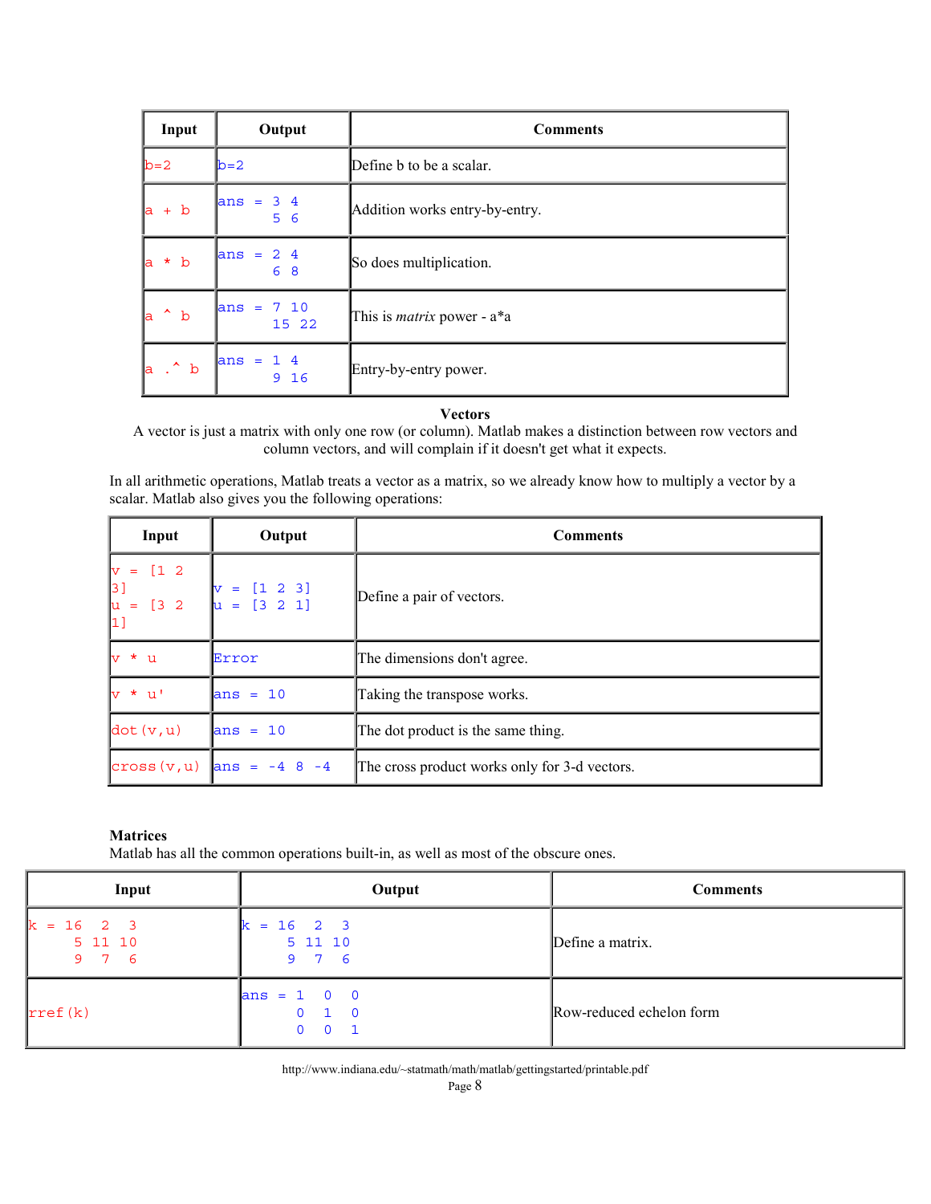| Input | Output | Comments |
| --- | --- | --- |
| `b=2` | `b=2` | Define b to be a scalar. |
| `a + b` | `ans = 3 4`<br>`      5 6` | Addition works entry-by-entry. |
| `a * b` | `ans = 2 4`<br>`      6 8` | So does multiplication. |
| `a ^ b` | `ans = 7 10`<br>`      15 22` | This is *matrix* power - a*a |
| `a .^ b` | `ans = 1 4`<br>`      9 16` | Entry-by-entry power. |

**Vectors**

A vector is just a matrix with only one row (or column). Matlab makes a distinction between row vectors and column vectors, and will complain if it doesn't get what it expects.

In all arithmetic operations, Matlab treats a vector as a matrix, so we already know how to multiply a vector by a scalar. Matlab also gives you the following operations:

| Input | Output | Comments |
| --- | --- | --- |
| `v = [1 2 3]`<br>`u = [3 2 1]` | `v = [1 2 3]`<br>`u = [3 2 1]` | Define a pair of vectors. |
| `v * u` | `Error` | The dimensions don't agree. |
| `v * u'` | `ans = 10` | Taking the transpose works. |
| `dot(v,u)` | `ans = 10` | The dot product is the same thing. |
| `cross(v,u)` | `ans = -4 8 -4` | The cross product works only for 3-d vectors. |

**Matrices**

Matlab has all the common operations built-in, as well as most of the obscure ones.

| Input | Output | Comments |
| --- | --- | --- |
| `k = 16  2  3`<br>`     5 11 10`<br>`     9  7  6` | `k = 16  2  3`<br>`     5 11 10`<br>`     9  7  6` | Define a matrix. |
| `rref(k)` | `ans = 1  0  0`<br>`      0  1  0`<br>`      0  0  1` | Row-reduced echelon form |

http://www.indiana.edu/~statmath/math/matlab/gettingstarted/printable.pdf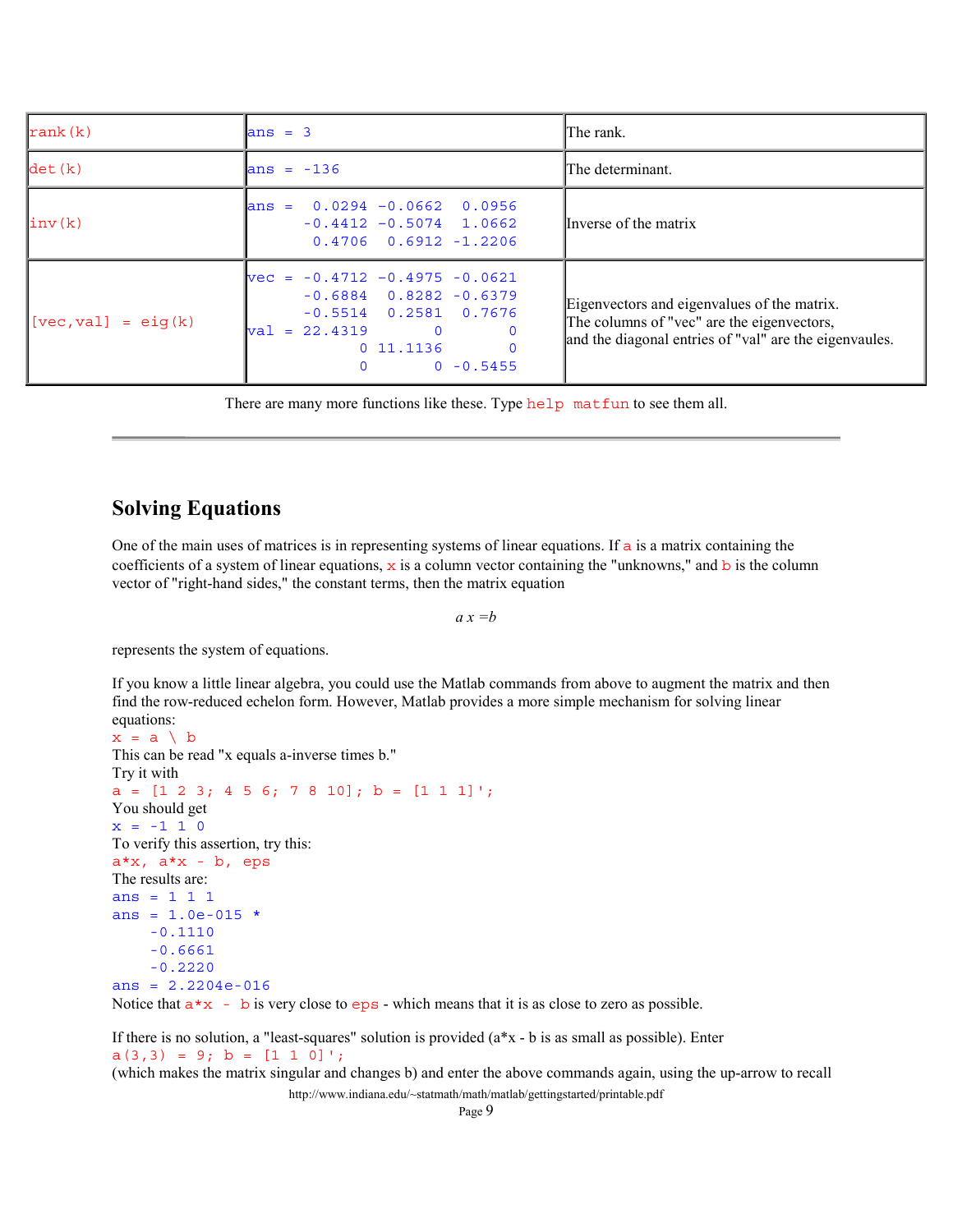| | | |
|---|---|---|
| `rank(k)` | `ans = 3` | The rank. |
| `det(k)` | `ans = -136` | The determinant. |
| `inv(k)` | `ans =  0.0294 -0.0662  0.0956`<br>`      -0.4412 -0.5074  1.0662`<br>`       0.4706  0.6912 -1.2206` | Inverse of the matrix |
| `[vec,val] = eig(k)` | `vec = -0.4712 -0.4975 -0.0621`<br>`      -0.6884  0.8282 -0.6379`<br>`      -0.5514  0.2581  0.7676`<br>`val = 22.4319       0       0`<br>`            0 11.1136       0`<br>`            0       0 -0.5455` | Eigenvectors and eigenvalues of the matrix. The columns of "vec" are the eigenvectors, and the diagonal entries of "val" are the eigenvaules. |

There are many more functions like these. Type `help matfun` to see them all.

---

## Solving Equations

One of the main uses of matrices is in representing systems of linear equations. If `a` is a matrix containing the coefficients of a system of linear equations, `x` is a column vector containing the "unknowns," and `b` is the column vector of "right-hand sides," the constant terms, then the matrix equation

$$a\,x = b$$

represents the system of equations.

If you know a little linear algebra, you could use the Matlab commands from above to augment the matrix and then find the row-reduced echelon form. However, Matlab provides a more simple mechanism for solving linear equations:

```
x = a \ b
```

This can be read "x equals a-inverse times b."

Try it with

```
a = [1 2 3; 4 5 6; 7 8 10]; b = [1 1 1]';
```

You should get

```
x = -1 1 0
```

To verify this assertion, try this:

```
a*x, a*x - b, eps
```

The results are:

```
ans = 1 1 1
ans = 1.0e-015 *
     -0.1110
     -0.6661
     -0.2220
ans = 2.2204e-016
```

Notice that `a*x - b` is very close to `eps` - which means that it is as close to zero as possible.

If there is no solution, a "least-squares" solution is provided (a*x - b is as small as possible). Enter

```
a(3,3) = 9; b = [1 1 0]';
```

(which makes the matrix singular and changes b) and enter the above commands again, using the up-arrow to recall

http://www.indiana.edu/~statmath/math/matlab/gettingstarted/printable.pdf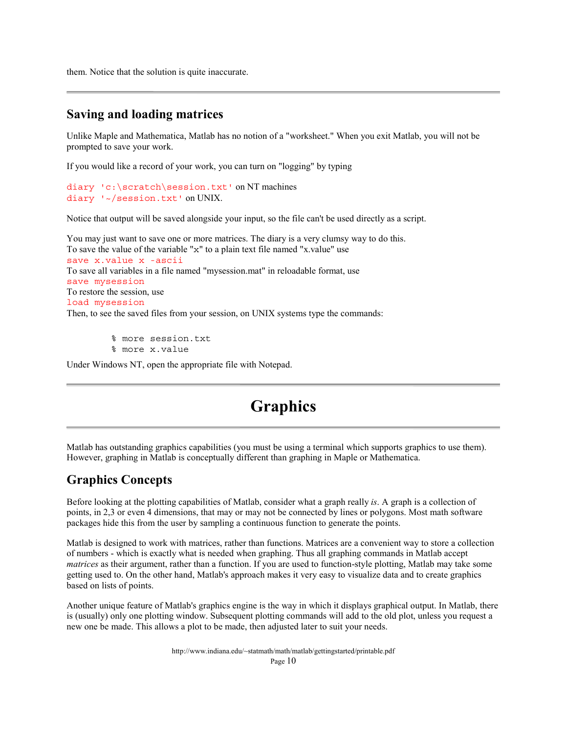them. Notice that the solution is quite inaccurate.

---

## Saving and loading matrices

Unlike Maple and Mathematica, Matlab has no notion of a "worksheet." When you exit Matlab, you will not be prompted to save your work.

If you would like a record of your work, you can turn on "logging" by typing

`diary 'c:\scratch\session.txt'` on NT machines
`diary '~/session.txt'` on UNIX.

Notice that output will be saved alongside your input, so the file can't be used directly as a script.

You may just want to save one or more matrices. The diary is a very clumsy way to do this.
To save the value of the variable "x" to a plain text file named "x.value" use
`save x.value x -ascii`
To save all variables in a file named "mysession.mat" in reloadable format, use
`save mysession`
To restore the session, use
`load mysession`
Then, to see the saved files from your session, on UNIX systems type the commands:

```
% more session.txt
% more x.value
```

Under Windows NT, open the appropriate file with Notepad.

---

# Graphics

---

Matlab has outstanding graphics capabilities (you must be using a terminal which supports graphics to use them). However, graphing in Matlab is conceptually different than graphing in Maple or Mathematica.

## Graphics Concepts

Before looking at the plotting capabilities of Matlab, consider what a graph really *is*. A graph is a collection of points, in 2,3 or even 4 dimensions, that may or may not be connected by lines or polygons. Most math software packages hide this from the user by sampling a continuous function to generate the points.

Matlab is designed to work with matrices, rather than functions. Matrices are a convenient way to store a collection of numbers - which is exactly what is needed when graphing. Thus all graphing commands in Matlab accept *matrices* as their argument, rather than a function. If you are used to function-style plotting, Matlab may take some getting used to. On the other hand, Matlab's approach makes it very easy to visualize data and to create graphics based on lists of points.

Another unique feature of Matlab's graphics engine is the way in which it displays graphical output. In Matlab, there is (usually) only one plotting window. Subsequent plotting commands will add to the old plot, unless you request a new one be made. This allows a plot to be made, then adjusted later to suit your needs.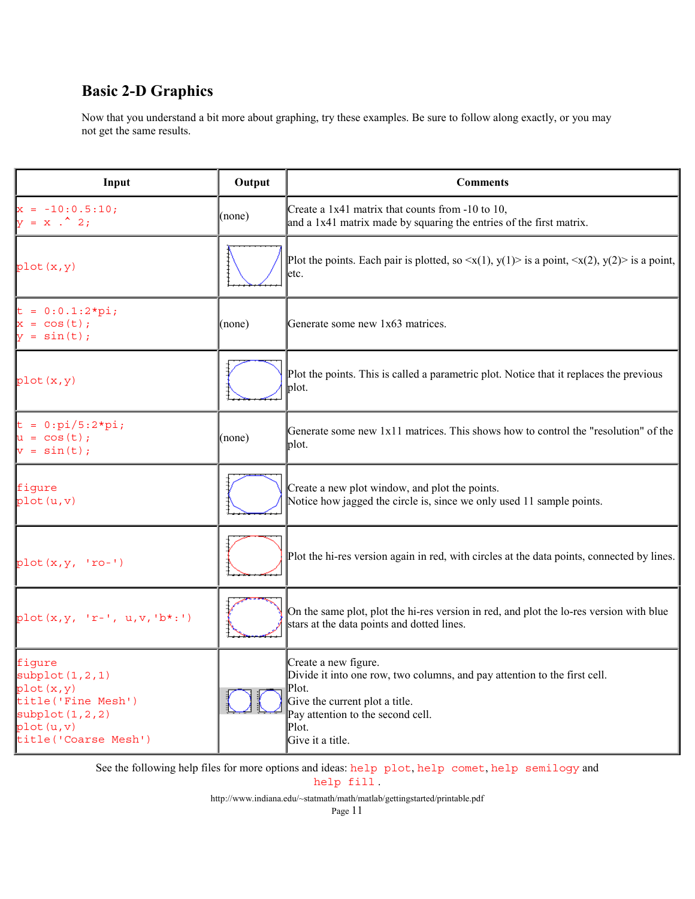## Basic 2-D Graphics

Now that you understand a bit more about graphing, try these examples. Be sure to follow along exactly, or you may not get the same results.

| Input | Output | Comments |
|---|---|---|
| `x = -10:0.5:10;`<br>`y = x .^ 2;` | (none) | Create a 1x41 matrix that counts from -10 to 10,<br>and a 1x41 matrix made by squaring the entries of the first matrix. |
| `plot(x,y)` | | Plot the points. Each pair is plotted, so <x(1), y(1)> is a point, <x(2), y(2)> is a point, etc. |
| `t = 0:0.1:2*pi;`<br>`x = cos(t);`<br>`y = sin(t);` | (none) | Generate some new 1x63 matrices. |
| `plot(x,y)` | | Plot the points. This is called a parametric plot. Notice that it replaces the previous plot. |
| `t = 0:pi/5:2*pi;`<br>`u = cos(t);`<br>`v = sin(t);` | (none) | Generate some new 1x11 matrices. This shows how to control the "resolution" of the plot. |
| `figure`<br>`plot(u,v)` | | Create a new plot window, and plot the points.<br>Notice how jagged the circle is, since we only used 11 sample points. |
| `plot(x,y, 'ro-')` | | Plot the hi-res version again in red, with circles at the data points, connected by lines. |
| `plot(x,y, 'r-', u,v,'b*:')` | | On the same plot, plot the hi-res version in red, and plot the lo-res version with blue stars at the data points and dotted lines. |
| `figure`<br>`subplot(1,2,1)`<br>`plot(x,y)`<br>`title('Fine Mesh')`<br>`subplot(1,2,2)`<br>`plot(u,v)`<br>`title('Coarse Mesh')` | | Create a new figure.<br>Divide it into one row, two columns, and pay attention to the first cell.<br>Plot.<br>Give the current plot a title.<br>Pay attention to the second cell.<br>Plot.<br>Give it a title. |

See the following help files for more options and ideas: `help plot`, `help comet`, `help semilogy` and `help fill`.

http://www.indiana.edu/~statmath/math/matlab/gettingstarted/printable.pdf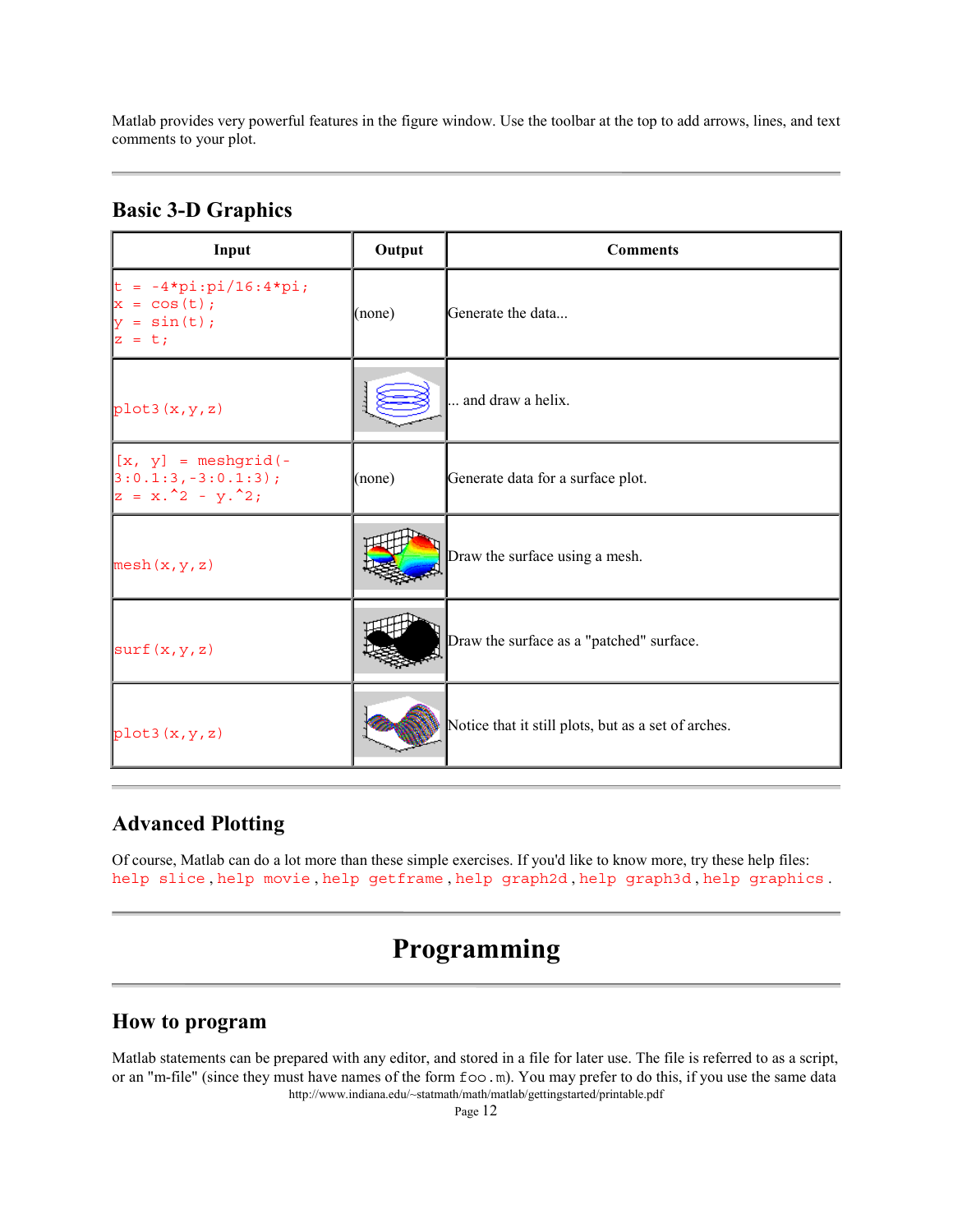Matlab provides very powerful features in the figure window. Use the toolbar at the top to add arrows, lines, and text comments to your plot.

## Basic 3-D Graphics

| Input | Output | Comments |
|---|---|---|
| `t = -4*pi:pi/16:4*pi;`<br>`x = cos(t);`<br>`y = sin(t);`<br>`z = t;` | (none) | Generate the data... |
| `plot3(x,y,z)` | | ... and draw a helix. |
| `[x, y] = meshgrid(-3:0.1:3,-3:0.1:3);`<br>`z = x.^2 - y.^2;` | (none) | Generate data for a surface plot. |
| `mesh(x,y,z)` | | Draw the surface using a mesh. |
| `surf(x,y,z)` | | Draw the surface as a "patched" surface. |
| `plot3(x,y,z)` | | Notice that it still plots, but as a set of arches. |

## Advanced Plotting

Of course, Matlab can do a lot more than these simple exercises. If you'd like to know more, try these help files: `help slice`, `help movie`, `help getframe`, `help graph2d`, `help graph3d`, `help graphics`.

# Programming

## How to program

Matlab statements can be prepared with any editor, and stored in a file for later use. The file is referred to as a script, or an "m-file" (since they must have names of the form `foo.m`). You may prefer to do this, if you use the same data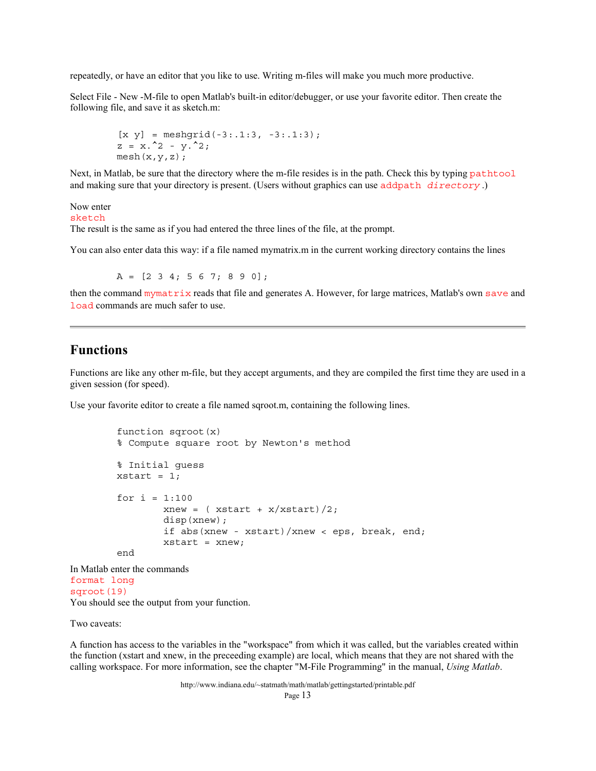repeatedly, or have an editor that you like to use. Writing m-files will make you much more productive.

Select File - New -M-file to open Matlab's built-in editor/debugger, or use your favorite editor. Then create the following file, and save it as sketch.m:

```
[x y] = meshgrid(-3:.1:3, -3:.1:3);
z = x.^2 - y.^2;
mesh(x,y,z);
```

Next, in Matlab, be sure that the directory where the m-file resides is in the path. Check this by typing `pathtool` and making sure that your directory is present. (Users without graphics can use `addpath` *`directory`*.)

Now enter
`sketch`
The result is the same as if you had entered the three lines of the file, at the prompt.

You can also enter data this way: if a file named mymatrix.m in the current working directory contains the lines

```
A = [2 3 4; 5 6 7; 8 9 0];
```

then the command `mymatrix` reads that file and generates A. However, for large matrices, Matlab's own `save` and `load` commands are much safer to use.

---

## Functions

Functions are like any other m-file, but they accept arguments, and they are compiled the first time they are used in a given session (for speed).

Use your favorite editor to create a file named sqroot.m, containing the following lines.

```
function sqroot(x)
% Compute square root by Newton's method

% Initial guess
xstart = 1;

for i = 1:100
        xnew = ( xstart + x/xstart)/2;
        disp(xnew);
        if abs(xnew - xstart)/xnew < eps, break, end;
        xstart = xnew;
end
```

In Matlab enter the commands
`format long`
`sqroot(19)`
You should see the output from your function.

Two caveats:

A function has access to the variables in the "workspace" from which it was called, but the variables created within the function (xstart and xnew, in the preceeding example) are local, which means that they are not shared with the calling workspace. For more information, see the chapter "M-File Programming" in the manual, *Using Matlab*.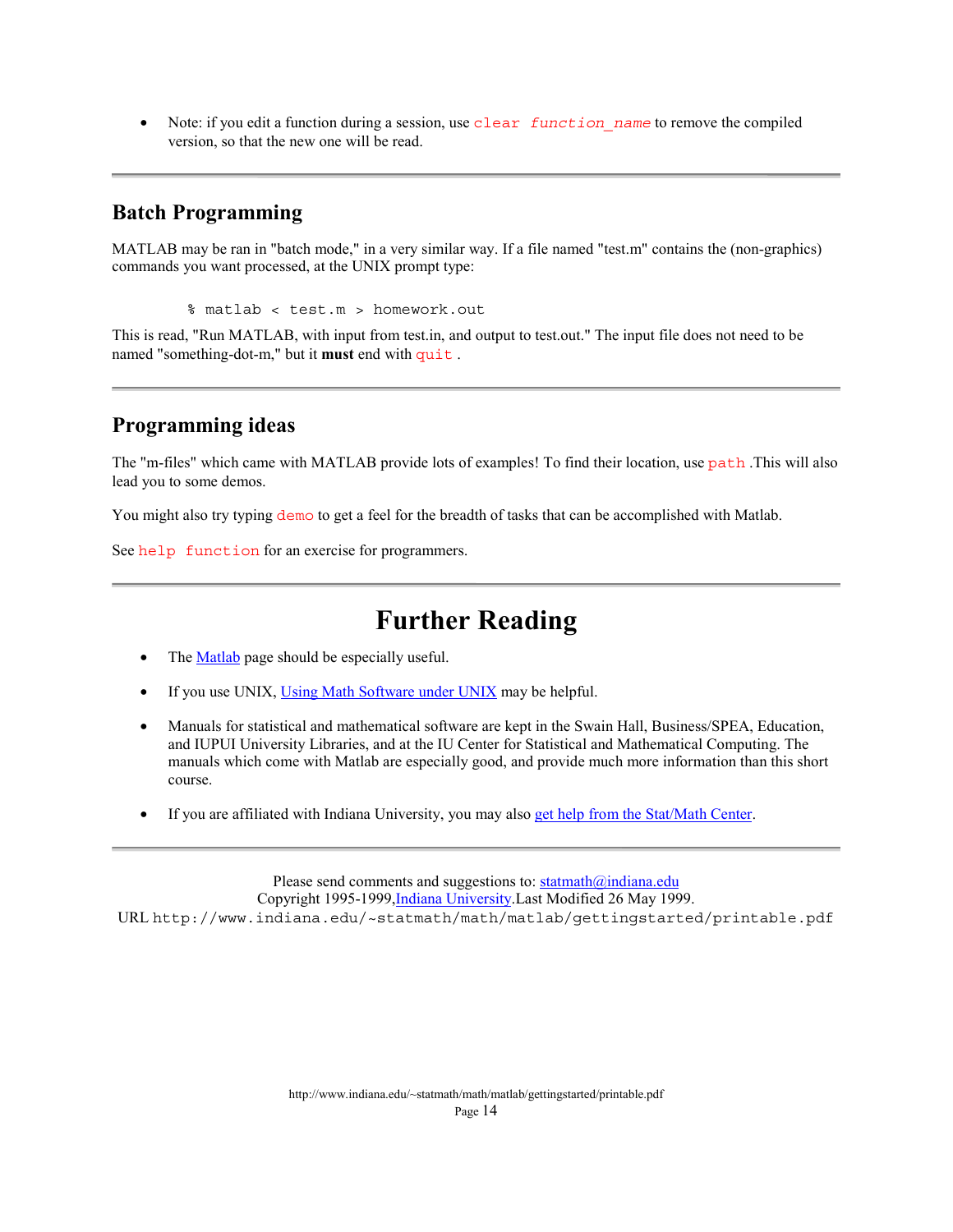- Note: if you edit a function during a session, use `clear function_name` to remove the compiled version, so that the new one will be read.

---

## Batch Programming

MATLAB may be ran in "batch mode," in a very similar way. If a file named "test.m" contains the (non-graphics) commands you want processed, at the UNIX prompt type:

```
% matlab < test.m > homework.out
```

This is read, "Run MATLAB, with input from test.in, and output to test.out." The input file does not need to be named "something-dot-m," but it **must** end with `quit` .

---

## Programming ideas

The "m-files" which came with MATLAB provide lots of examples! To find their location, use `path` .This will also lead you to some demos.

You might also try typing `demo` to get a feel for the breadth of tasks that can be accomplished with Matlab.

See `help function` for an exercise for programmers.

---

# Further Reading

- The Matlab page should be especially useful.
- If you use UNIX, Using Math Software under UNIX may be helpful.
- Manuals for statistical and mathematical software are kept in the Swain Hall, Business/SPEA, Education, and IUPUI University Libraries, and at the IU Center for Statistical and Mathematical Computing. The manuals which come with Matlab are especially good, and provide much more information than this short course.
- If you are affiliated with Indiana University, you may also get help from the Stat/Math Center.

---

Please send comments and suggestions to: statmath@indiana.edu
Copyright 1995-1999,Indiana University.Last Modified 26 May 1999.
URL `http://www.indiana.edu/~statmath/math/matlab/gettingstarted/printable.pdf`